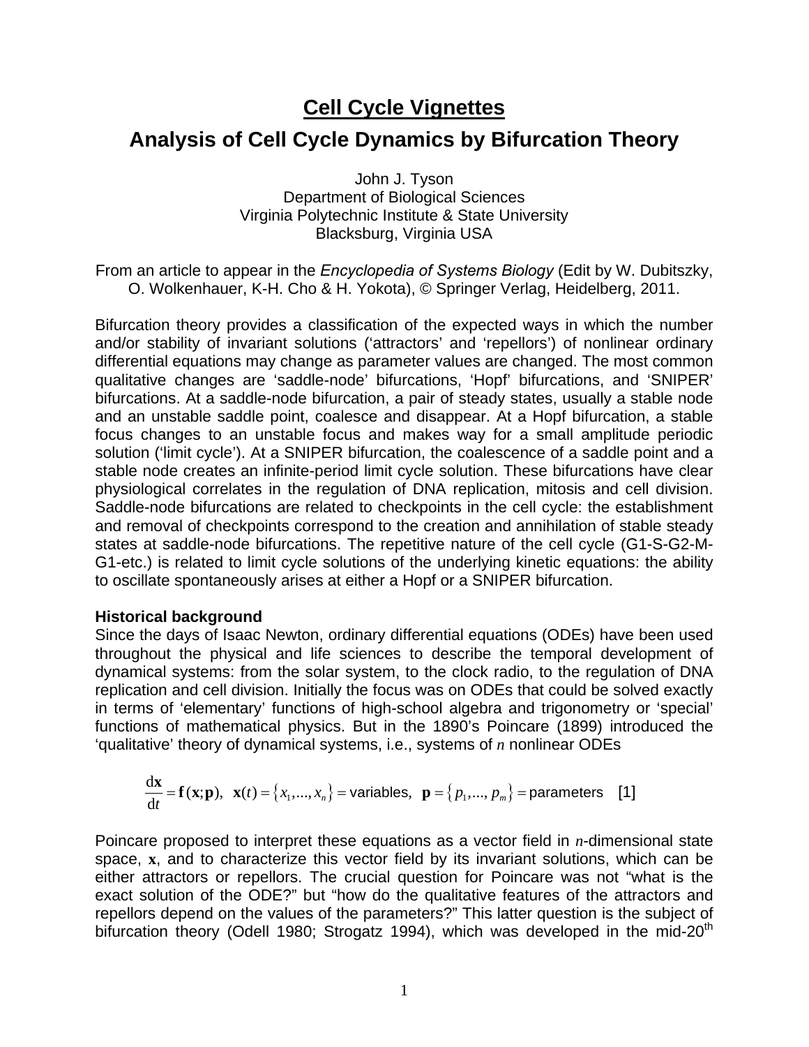# Cell Cycle Vignettes

## Analysis of Cell Cycle Dynamics by Bifurcation Theory

John J. Tyson
Department of Biological Sciences
Virginia Polytechnic Institute & State University
Blacksburg, Virginia USA

From an article to appear in the *Encyclopedia of Systems Biology* (Edit by W. Dubitszky, O. Wolkenhauer, K-H. Cho & H. Yokota), © Springer Verlag, Heidelberg, 2011.

Bifurcation theory provides a classification of the expected ways in which the number and/or stability of invariant solutions ('attractors' and 'repellors') of nonlinear ordinary differential equations may change as parameter values are changed. The most common qualitative changes are 'saddle-node' bifurcations, 'Hopf' bifurcations, and 'SNIPER' bifurcations. At a saddle-node bifurcation, a pair of steady states, usually a stable node and an unstable saddle point, coalesce and disappear. At a Hopf bifurcation, a stable focus changes to an unstable focus and makes way for a small amplitude periodic solution ('limit cycle'). At a SNIPER bifurcation, the coalescence of a saddle point and a stable node creates an infinite-period limit cycle solution. These bifurcations have clear physiological correlates in the regulation of DNA replication, mitosis and cell division. Saddle-node bifurcations are related to checkpoints in the cell cycle: the establishment and removal of checkpoints correspond to the creation and annihilation of stable steady states at saddle-node bifurcations. The repetitive nature of the cell cycle (G1-S-G2-M-G1-etc.) is related to limit cycle solutions of the underlying kinetic equations: the ability to oscillate spontaneously arises at either a Hopf or a SNIPER bifurcation.

**Historical background**

Since the days of Isaac Newton, ordinary differential equations (ODEs) have been used throughout the physical and life sciences to describe the temporal development of dynamical systems: from the solar system, to the clock radio, to the regulation of DNA replication and cell division. Initially the focus was on ODEs that could be solved exactly in terms of 'elementary' functions of high-school algebra and trigonometry or 'special' functions of mathematical physics. But in the 1890's Poincare (1899) introduced the 'qualitative' theory of dynamical systems, i.e., systems of $n$ nonlinear ODEs

$$\frac{d\mathbf{x}}{dt} = \mathbf{f}(\mathbf{x};\mathbf{p}),\ \ \mathbf{x}(t) = \{x_1,...,x_n\} = \text{variables},\ \ \mathbf{p} = \{p_1,...,p_m\} = \text{parameters} \quad [1]$$

Poincare proposed to interpret these equations as a vector field in $n$-dimensional state space, $\mathbf{x}$, and to characterize this vector field by its invariant solutions, which can be either attractors or repellors. The crucial question for Poincare was not "what is the exact solution of the ODE?" but "how do the qualitative features of the attractors and repellors depend on the values of the parameters?" This latter question is the subject of bifurcation theory (Odell 1980; Strogatz 1994), which was developed in the mid-20$^{th}$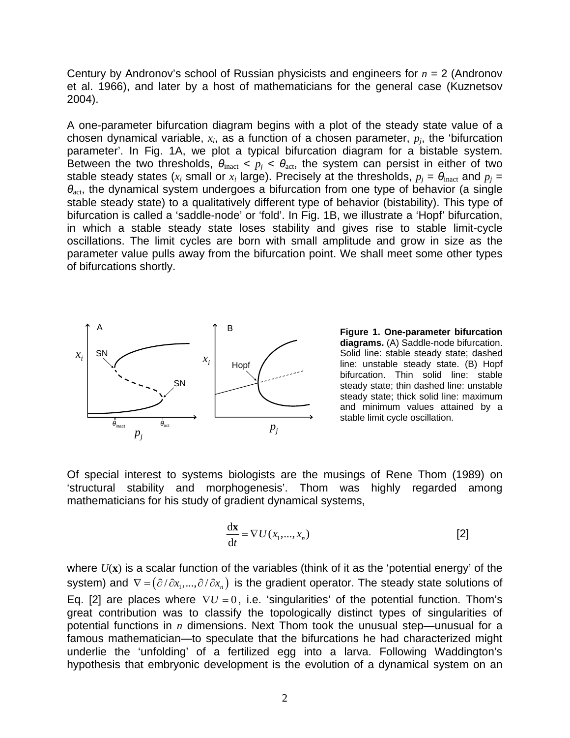Century by Andronov's school of Russian physicists and engineers for $n$ = 2 (Andronov et al. 1966), and later by a host of mathematicians for the general case (Kuznetsov 2004).

A one-parameter bifurcation diagram begins with a plot of the steady state value of a chosen dynamical variable, $x_i$, as a function of a chosen parameter, $p_j$, the 'bifurcation parameter'. In Fig. 1A, we plot a typical bifurcation diagram for a bistable system. Between the two thresholds, $\theta_{\text{inact}} < p_j < \theta_{\text{act}}$, the system can persist in either of two stable steady states ($x_i$ small or $x_i$ large). Precisely at the thresholds, $p_j = \theta_{\text{inact}}$ and $p_j = \theta_{\text{act}}$, the dynamical system undergoes a bifurcation from one type of behavior (a single stable steady state) to a qualitatively different type of behavior (bistability). This type of bifurcation is called a 'saddle-node' or 'fold'. In Fig. 1B, we illustrate a 'Hopf' bifurcation, in which a stable steady state loses stability and gives rise to stable limit-cycle oscillations. The limit cycles are born with small amplitude and grow in size as the parameter value pulls away from the bifurcation point. We shall meet some other types of bifurcations shortly.

**Figure 1. One-parameter bifurcation diagrams.** (A) Saddle-node bifurcation. Solid line: stable steady state; dashed line: unstable steady state. (B) Hopf bifurcation. Thin solid line: stable steady state; thin dashed line: unstable steady state; thick solid line: maximum and minimum values attained by a stable limit cycle oscillation.

Of special interest to systems biologists are the musings of Rene Thom (1989) on 'structural stability and morphogenesis'. Thom was highly regarded among mathematicians for his study of gradient dynamical systems,

$$\frac{\mathrm{d}\mathbf{x}}{\mathrm{d}t} = \nabla U(x_1,...,x_n) \qquad [2]$$

where $U(\mathbf{x})$ is a scalar function of the variables (think of it as the 'potential energy' of the system) and $\nabla = \left(\partial/\partial x_1,...,\partial/\partial x_n\right)$ is the gradient operator. The steady state solutions of Eq. [2] are places where $\nabla U = 0$, i.e. 'singularities' of the potential function. Thom's great contribution was to classify the topologically distinct types of singularities of potential functions in $n$ dimensions. Next Thom took the unusual step—unusual for a famous mathematician—to speculate that the bifurcations he had characterized might underlie the 'unfolding' of a fertilized egg into a larva. Following Waddington's hypothesis that embryonic development is the evolution of a dynamical system on an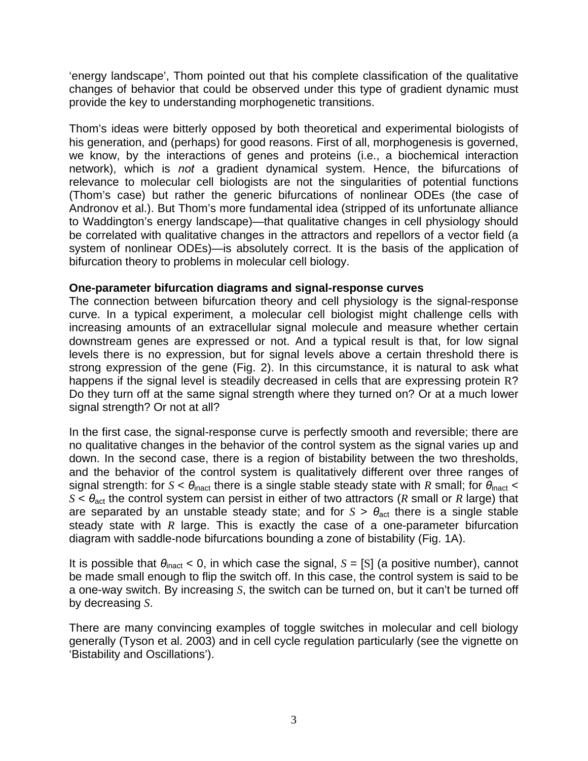'energy landscape', Thom pointed out that his complete classification of the qualitative changes of behavior that could be observed under this type of gradient dynamic must provide the key to understanding morphogenetic transitions.

Thom's ideas were bitterly opposed by both theoretical and experimental biologists of his generation, and (perhaps) for good reasons. First of all, morphogenesis is governed, we know, by the interactions of genes and proteins (i.e., a biochemical interaction network), which is *not* a gradient dynamical system. Hence, the bifurcations of relevance to molecular cell biologists are not the singularities of potential functions (Thom's case) but rather the generic bifurcations of nonlinear ODEs (the case of Andronov et al.). But Thom's more fundamental idea (stripped of its unfortunate alliance to Waddington's energy landscape)—that qualitative changes in cell physiology should be correlated with qualitative changes in the attractors and repellors of a vector field (a system of nonlinear ODEs)—is absolutely correct. It is the basis of the application of bifurcation theory to problems in molecular cell biology.

**One-parameter bifurcation diagrams and signal-response curves**

The connection between bifurcation theory and cell physiology is the signal-response curve. In a typical experiment, a molecular cell biologist might challenge cells with increasing amounts of an extracellular signal molecule and measure whether certain downstream genes are expressed or not. And a typical result is that, for low signal levels there is no expression, but for signal levels above a certain threshold there is strong expression of the gene (Fig. 2). In this circumstance, it is natural to ask what happens if the signal level is steadily decreased in cells that are expressing protein R? Do they turn off at the same signal strength where they turned on? Or at a much lower signal strength? Or not at all?

In the first case, the signal-response curve is perfectly smooth and reversible; there are no qualitative changes in the behavior of the control system as the signal varies up and down. In the second case, there is a region of bistability between the two thresholds, and the behavior of the control system is qualitatively different over three ranges of signal strength: for $S < \theta_{\text{inact}}$ there is a single stable steady state with $R$ small; for $\theta_{\text{inact}} < S < \theta_{\text{act}}$ the control system can persist in either of two attractors ($R$ small or $R$ large) that are separated by an unstable steady state; and for $S > \theta_{\text{act}}$ there is a single stable steady state with $R$ large. This is exactly the case of a one-parameter bifurcation diagram with saddle-node bifurcations bounding a zone of bistability (Fig. 1A).

It is possible that $\theta_{\text{inact}} < 0$, in which case the signal, $S = [S]$ (a positive number), cannot be made small enough to flip the switch off. In this case, the control system is said to be a one-way switch. By increasing $S$, the switch can be turned on, but it can't be turned off by decreasing $S$.

There are many convincing examples of toggle switches in molecular and cell biology generally (Tyson et al. 2003) and in cell cycle regulation particularly (see the vignette on 'Bistability and Oscillations').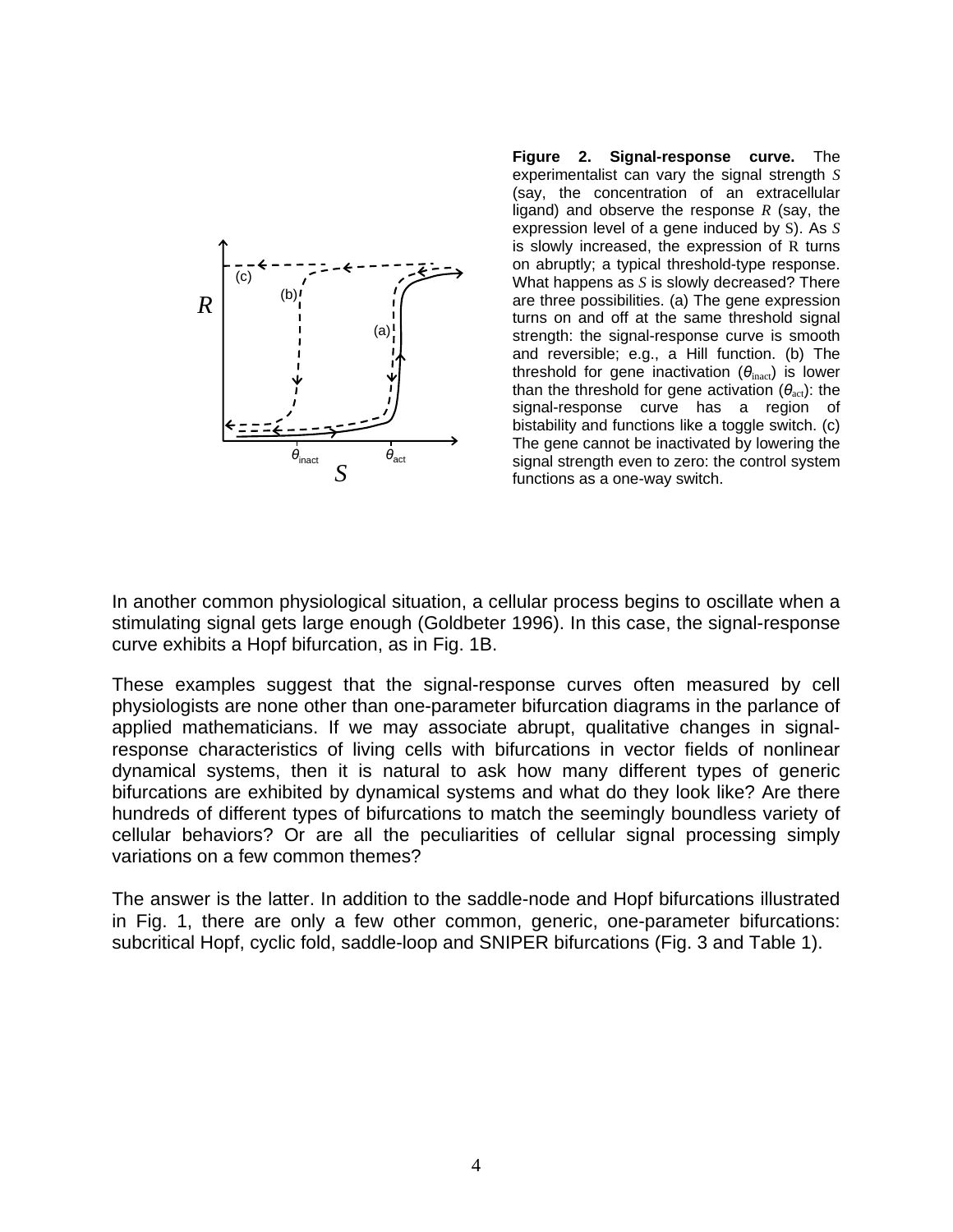**Figure 2. Signal-response curve.** The experimentalist can vary the signal strength $S$ (say, the concentration of an extracellular ligand) and observe the response $R$ (say, the expression level of a gene induced by $S$). As $S$ is slowly increased, the expression of $R$ turns on abruptly; a typical threshold-type response. What happens as $S$ is slowly decreased? There are three possibilities. (a) The gene expression turns on and off at the same threshold signal strength: the signal-response curve is smooth and reversible; e.g., a Hill function. (b) The threshold for gene inactivation ($\theta_{inact}$) is lower than the threshold for gene activation ($\theta_{act}$): the signal-response curve has a region of bistability and functions like a toggle switch. (c) The gene cannot be inactivated by lowering the signal strength even to zero: the control system functions as a one-way switch.

In another common physiological situation, a cellular process begins to oscillate when a stimulating signal gets large enough (Goldbeter 1996). In this case, the signal-response curve exhibits a Hopf bifurcation, as in Fig. 1B.

These examples suggest that the signal-response curves often measured by cell physiologists are none other than one-parameter bifurcation diagrams in the parlance of applied mathematicians. If we may associate abrupt, qualitative changes in signal-response characteristics of living cells with bifurcations in vector fields of nonlinear dynamical systems, then it is natural to ask how many different types of generic bifurcations are exhibited by dynamical systems and what do they look like? Are there hundreds of different types of bifurcations to match the seemingly boundless variety of cellular behaviors? Or are all the peculiarities of cellular signal processing simply variations on a few common themes?

The answer is the latter. In addition to the saddle-node and Hopf bifurcations illustrated in Fig. 1, there are only a few other common, generic, one-parameter bifurcations: subcritical Hopf, cyclic fold, saddle-loop and SNIPER bifurcations (Fig. 3 and Table 1).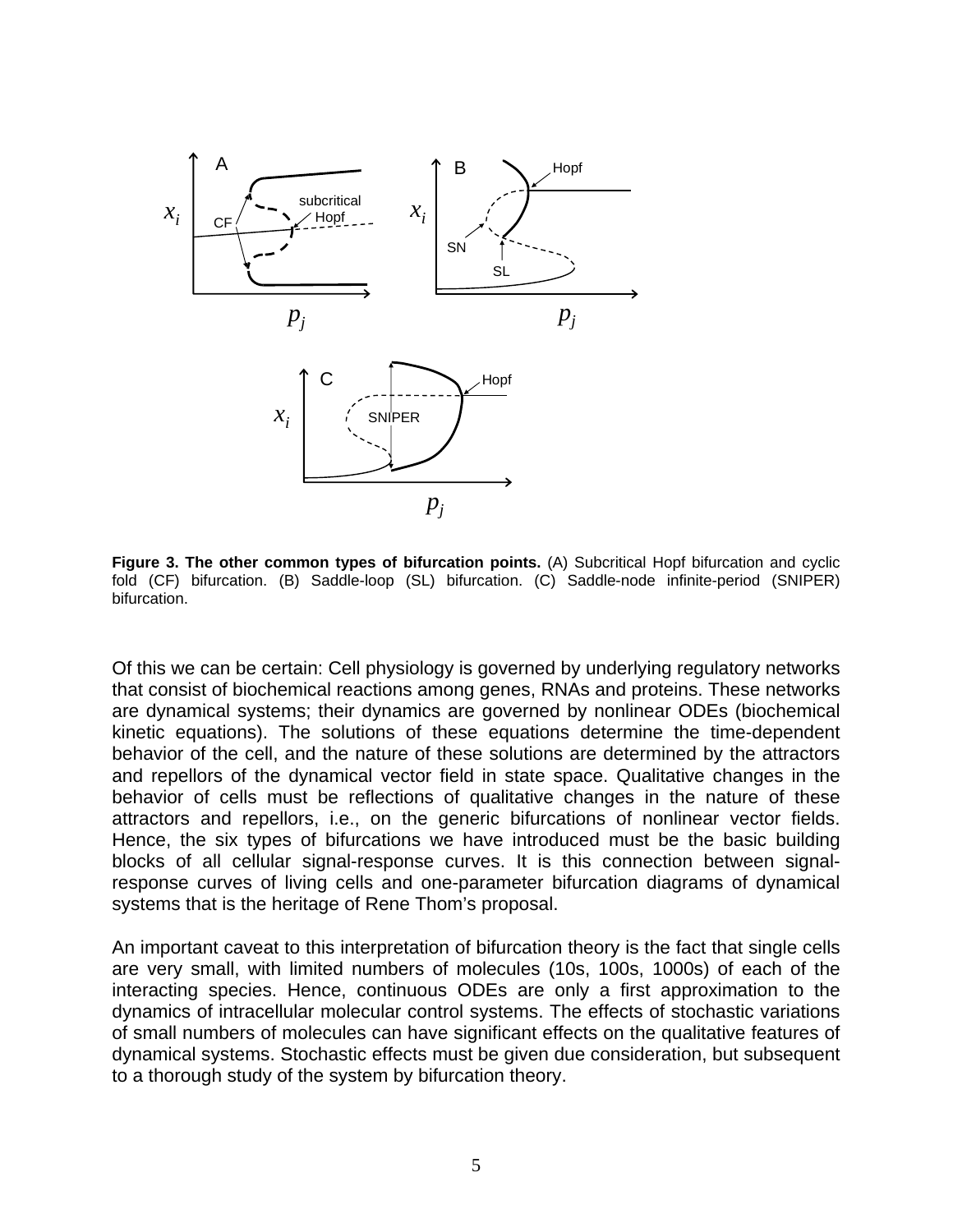**Figure 3. The other common types of bifurcation points.** (A) Subcritical Hopf bifurcation and cyclic fold (CF) bifurcation. (B) Saddle-loop (SL) bifurcation. (C) Saddle-node infinite-period (SNIPER) bifurcation.

Of this we can be certain: Cell physiology is governed by underlying regulatory networks that consist of biochemical reactions among genes, RNAs and proteins. These networks are dynamical systems; their dynamics are governed by nonlinear ODEs (biochemical kinetic equations). The solutions of these equations determine the time-dependent behavior of the cell, and the nature of these solutions are determined by the attractors and repellors of the dynamical vector field in state space. Qualitative changes in the behavior of cells must be reflections of qualitative changes in the nature of these attractors and repellors, i.e., on the generic bifurcations of nonlinear vector fields. Hence, the six types of bifurcations we have introduced must be the basic building blocks of all cellular signal-response curves. It is this connection between signal-response curves of living cells and one-parameter bifurcation diagrams of dynamical systems that is the heritage of Rene Thom's proposal.

An important caveat to this interpretation of bifurcation theory is the fact that single cells are very small, with limited numbers of molecules (10s, 100s, 1000s) of each of the interacting species. Hence, continuous ODEs are only a first approximation to the dynamics of intracellular molecular control systems. The effects of stochastic variations of small numbers of molecules can have significant effects on the qualitative features of dynamical systems. Stochastic effects must be given due consideration, but subsequent to a thorough study of the system by bifurcation theory.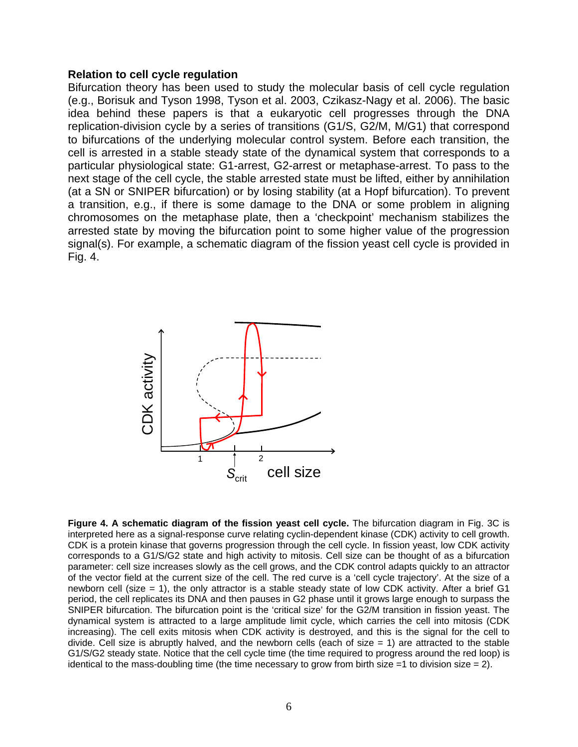### Relation to cell cycle regulation

Bifurcation theory has been used to study the molecular basis of cell cycle regulation (e.g., Borisuk and Tyson 1998, Tyson et al. 2003, Czikasz-Nagy et al. 2006). The basic idea behind these papers is that a eukaryotic cell progresses through the DNA replication-division cycle by a series of transitions (G1/S, G2/M, M/G1) that correspond to bifurcations of the underlying molecular control system. Before each transition, the cell is arrested in a stable steady state of the dynamical system that corresponds to a particular physiological state: G1-arrest, G2-arrest or metaphase-arrest. To pass to the next stage of the cell cycle, the stable arrested state must be lifted, either by annihilation (at a SN or SNIPER bifurcation) or by losing stability (at a Hopf bifurcation). To prevent a transition, e.g., if there is some damage to the DNA or some problem in aligning chromosomes on the metaphase plate, then a 'checkpoint' mechanism stabilizes the arrested state by moving the bifurcation point to some higher value of the progression signal(s). For example, a schematic diagram of the fission yeast cell cycle is provided in Fig. 4.

**Figure 4. A schematic diagram of the fission yeast cell cycle.** The bifurcation diagram in Fig. 3C is interpreted here as a signal-response curve relating cyclin-dependent kinase (CDK) activity to cell growth. CDK is a protein kinase that governs progression through the cell cycle. In fission yeast, low CDK activity corresponds to a G1/S/G2 state and high activity to mitosis. Cell size can be thought of as a bifurcation parameter: cell size increases slowly as the cell grows, and the CDK control adapts quickly to an attractor of the vector field at the current size of the cell. The red curve is a 'cell cycle trajectory'. At the size of a newborn cell (size = 1), the only attractor is a stable steady state of low CDK activity. After a brief G1 period, the cell replicates its DNA and then pauses in G2 phase until it grows large enough to surpass the SNIPER bifurcation. The bifurcation point is the 'critical size' for the G2/M transition in fission yeast. The dynamical system is attracted to a large amplitude limit cycle, which carries the cell into mitosis (CDK increasing). The cell exits mitosis when CDK activity is destroyed, and this is the signal for the cell to divide. Cell size is abruptly halved, and the newborn cells (each of size = 1) are attracted to the stable G1/S/G2 steady state. Notice that the cell cycle time (the time required to progress around the red loop) is identical to the mass-doubling time (the time necessary to grow from birth size =1 to division size = 2).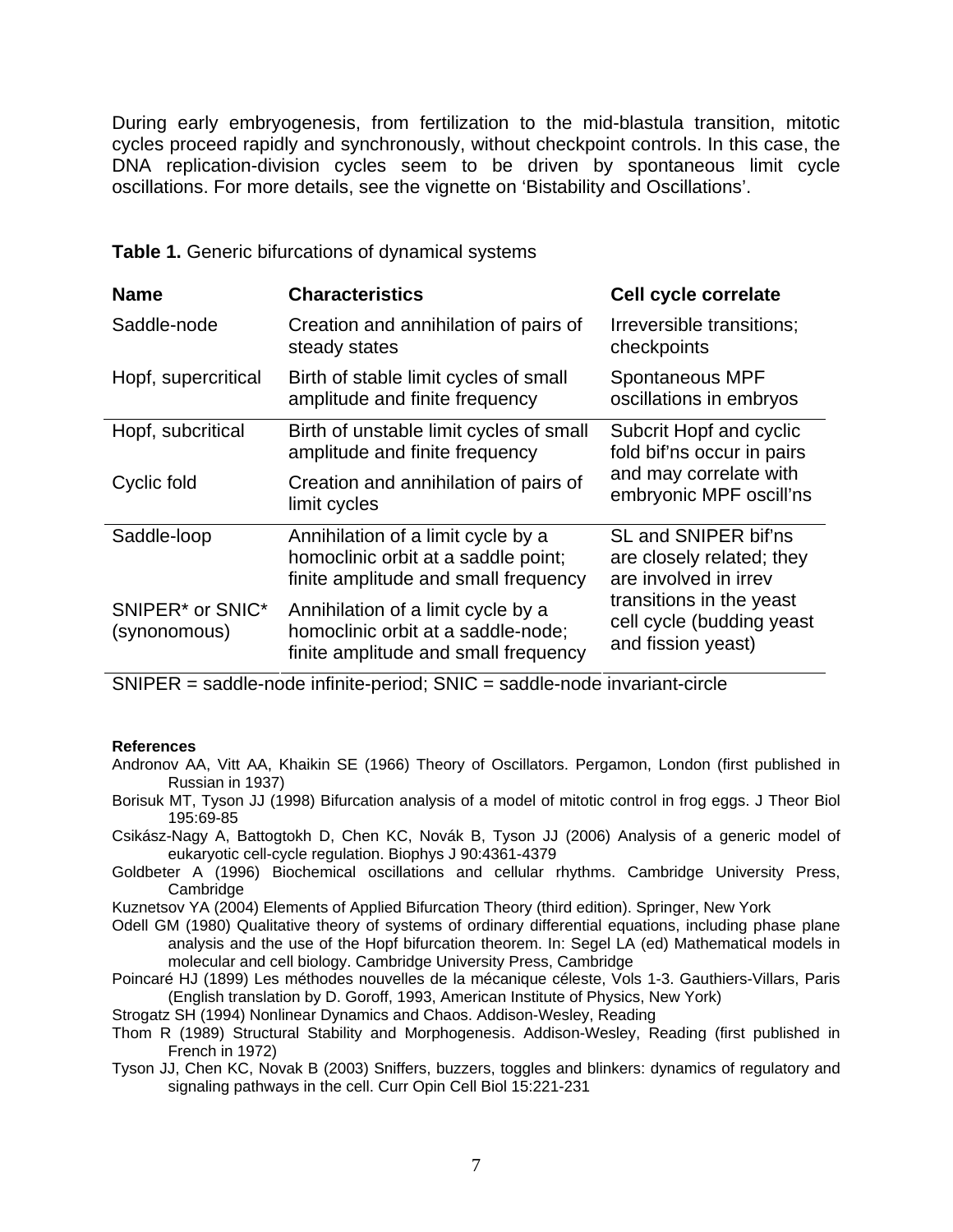During early embryogenesis, from fertilization to the mid-blastula transition, mitotic cycles proceed rapidly and synchronously, without checkpoint controls. In this case, the DNA replication-division cycles seem to be driven by spontaneous limit cycle oscillations. For more details, see the vignette on 'Bistability and Oscillations'.

**Table 1.** Generic bifurcations of dynamical systems

| **Name** | **Characteristics** | **Cell cycle correlate** |
|---|---|---|
| Saddle-node | Creation and annihilation of pairs of steady states | Irreversible transitions; checkpoints |
| Hopf, supercritical | Birth of stable limit cycles of small amplitude and finite frequency | Spontaneous MPF oscillations in embryos |
| Hopf, subcritical | Birth of unstable limit cycles of small amplitude and finite frequency | Subcrit Hopf and cyclic fold bif'ns occur in pairs and may correlate with embryonic MPF oscill'ns |
| Cyclic fold | Creation and annihilation of pairs of limit cycles | |
| Saddle-loop | Annihilation of a limit cycle by a homoclinic orbit at a saddle point; finite amplitude and small frequency | SL and SNIPER bif'ns are closely related; they are involved in irrev transitions in the yeast cell cycle (budding yeast and fission yeast) |
| SNIPER* or SNIC* (synonomous) | Annihilation of a limit cycle by a homoclinic orbit at a saddle-node; finite amplitude and small frequency | |

SNIPER = saddle-node infinite-period; SNIC = saddle-node invariant-circle

#### References

Andronov AA, Vitt AA, Khaikin SE (1966) Theory of Oscillators. Pergamon, London (first published in Russian in 1937)

Borisuk MT, Tyson JJ (1998) Bifurcation analysis of a model of mitotic control in frog eggs. J Theor Biol 195:69-85

Csikász-Nagy A, Battogtokh D, Chen KC, Novák B, Tyson JJ (2006) Analysis of a generic model of eukaryotic cell-cycle regulation. Biophys J 90:4361-4379

Goldbeter A (1996) Biochemical oscillations and cellular rhythms. Cambridge University Press, Cambridge

Kuznetsov YA (2004) Elements of Applied Bifurcation Theory (third edition). Springer, New York

Odell GM (1980) Qualitative theory of systems of ordinary differential equations, including phase plane analysis and the use of the Hopf bifurcation theorem. In: Segel LA (ed) Mathematical models in molecular and cell biology. Cambridge University Press, Cambridge

Poincaré HJ (1899) Les méthodes nouvelles de la mécanique céleste, Vols 1-3. Gauthiers-Villars, Paris (English translation by D. Goroff, 1993, American Institute of Physics, New York)

Strogatz SH (1994) Nonlinear Dynamics and Chaos. Addison-Wesley, Reading

Thom R (1989) Structural Stability and Morphogenesis. Addison-Wesley, Reading (first published in French in 1972)

Tyson JJ, Chen KC, Novak B (2003) Sniffers, buzzers, toggles and blinkers: dynamics of regulatory and signaling pathways in the cell. Curr Opin Cell Biol 15:221-231